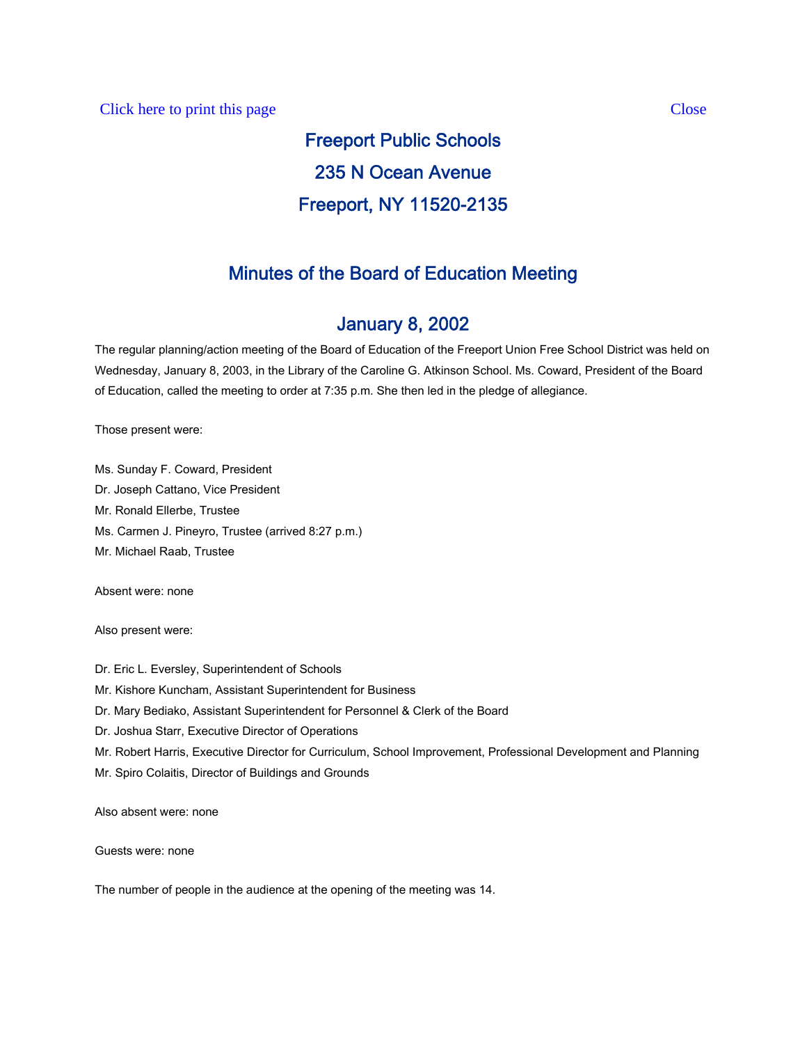Click here to print this page Close

# Freeport Public Schools
# 235 N Ocean Avenue
# Freeport, NY 11520-2135

## Minutes of the Board of Education Meeting

## January 8, 2002

The regular planning/action meeting of the Board of Education of the Freeport Union Free School District was held on Wednesday, January 8, 2003, in the Library of the Caroline G. Atkinson School. Ms. Coward, President of the Board of Education, called the meeting to order at 7:35 p.m. She then led in the pledge of allegiance.

Those present were:

Ms. Sunday F. Coward, President
Dr. Joseph Cattano, Vice President
Mr. Ronald Ellerbe, Trustee
Ms. Carmen J. Pineyro, Trustee (arrived 8:27 p.m.)
Mr. Michael Raab, Trustee

Absent were: none

Also present were:

Dr. Eric L. Eversley, Superintendent of Schools
Mr. Kishore Kuncham, Assistant Superintendent for Business
Dr. Mary Bediako, Assistant Superintendent for Personnel & Clerk of the Board
Dr. Joshua Starr, Executive Director of Operations
Mr. Robert Harris, Executive Director for Curriculum, School Improvement, Professional Development and Planning
Mr. Spiro Colaitis, Director of Buildings and Grounds

Also absent were: none

Guests were: none

The number of people in the audience at the opening of the meeting was 14.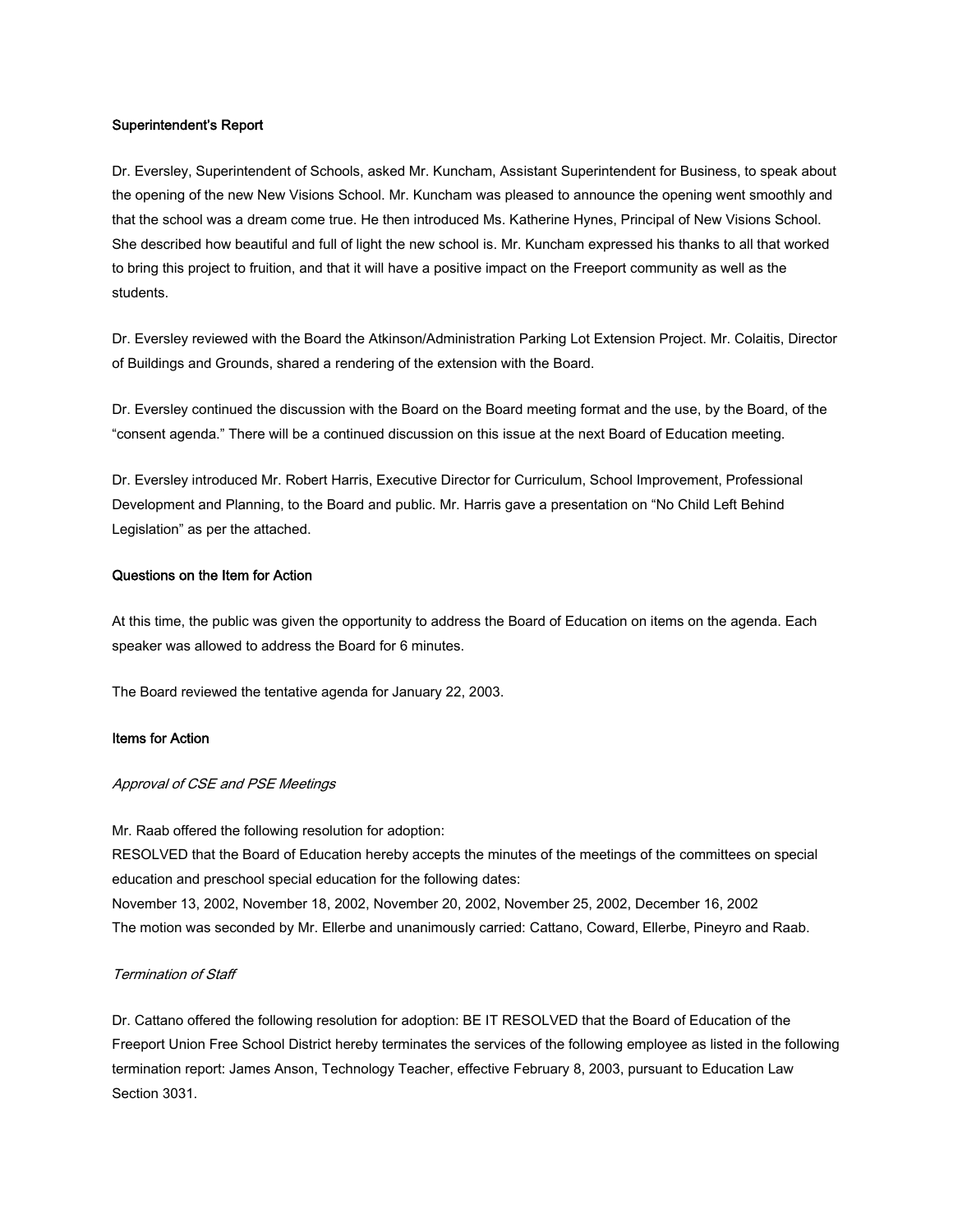**Superintendent's Report**

Dr. Eversley, Superintendent of Schools, asked Mr. Kuncham, Assistant Superintendent for Business, to speak about the opening of the new New Visions School. Mr. Kuncham was pleased to announce the opening went smoothly and that the school was a dream come true. He then introduced Ms. Katherine Hynes, Principal of New Visions School. She described how beautiful and full of light the new school is. Mr. Kuncham expressed his thanks to all that worked to bring this project to fruition, and that it will have a positive impact on the Freeport community as well as the students.

Dr. Eversley reviewed with the Board the Atkinson/Administration Parking Lot Extension Project. Mr. Colaitis, Director of Buildings and Grounds, shared a rendering of the extension with the Board.

Dr. Eversley continued the discussion with the Board on the Board meeting format and the use, by the Board, of the "consent agenda." There will be a continued discussion on this issue at the next Board of Education meeting.

Dr. Eversley introduced Mr. Robert Harris, Executive Director for Curriculum, School Improvement, Professional Development and Planning, to the Board and public. Mr. Harris gave a presentation on "No Child Left Behind Legislation" as per the attached.

**Questions on the Item for Action**

At this time, the public was given the opportunity to address the Board of Education on items on the agenda. Each speaker was allowed to address the Board for 6 minutes.

The Board reviewed the tentative agenda for January 22, 2003.

**Items for Action**

*Approval of CSE and PSE Meetings*

Mr. Raab offered the following resolution for adoption:
RESOLVED that the Board of Education hereby accepts the minutes of the meetings of the committees on special education and preschool special education for the following dates:
November 13, 2002, November 18, 2002, November 20, 2002, November 25, 2002, December 16, 2002
The motion was seconded by Mr. Ellerbe and unanimously carried: Cattano, Coward, Ellerbe, Pineyro and Raab.

*Termination of Staff*

Dr. Cattano offered the following resolution for adoption: BE IT RESOLVED that the Board of Education of the Freeport Union Free School District hereby terminates the services of the following employee as listed in the following termination report: James Anson, Technology Teacher, effective February 8, 2003, pursuant to Education Law Section 3031.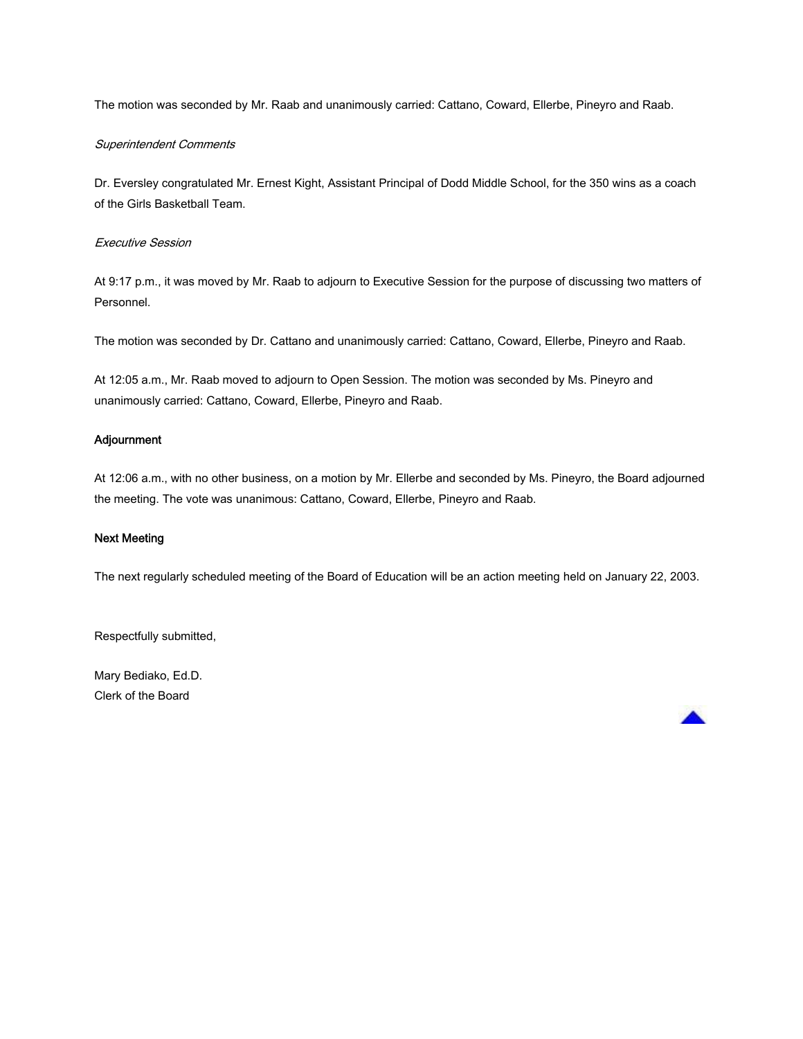The motion was seconded by Mr. Raab and unanimously carried: Cattano, Coward, Ellerbe, Pineyro and Raab.

*Superintendent Comments*

Dr. Eversley congratulated Mr. Ernest Kight, Assistant Principal of Dodd Middle School, for the 350 wins as a coach of the Girls Basketball Team.

*Executive Session*

At 9:17 p.m., it was moved by Mr. Raab to adjourn to Executive Session for the purpose of discussing two matters of Personnel.

The motion was seconded by Dr. Cattano and unanimously carried: Cattano, Coward, Ellerbe, Pineyro and Raab.

At 12:05 a.m., Mr. Raab moved to adjourn to Open Session. The motion was seconded by Ms. Pineyro and unanimously carried: Cattano, Coward, Ellerbe, Pineyro and Raab.

**Adjournment**

At 12:06 a.m., with no other business, on a motion by Mr. Ellerbe and seconded by Ms. Pineyro, the Board adjourned the meeting. The vote was unanimous: Cattano, Coward, Ellerbe, Pineyro and Raab.

**Next Meeting**

The next regularly scheduled meeting of the Board of Education will be an action meeting held on January 22, 2003.

Respectfully submitted,

Mary Bediako, Ed.D.
Clerk of the Board